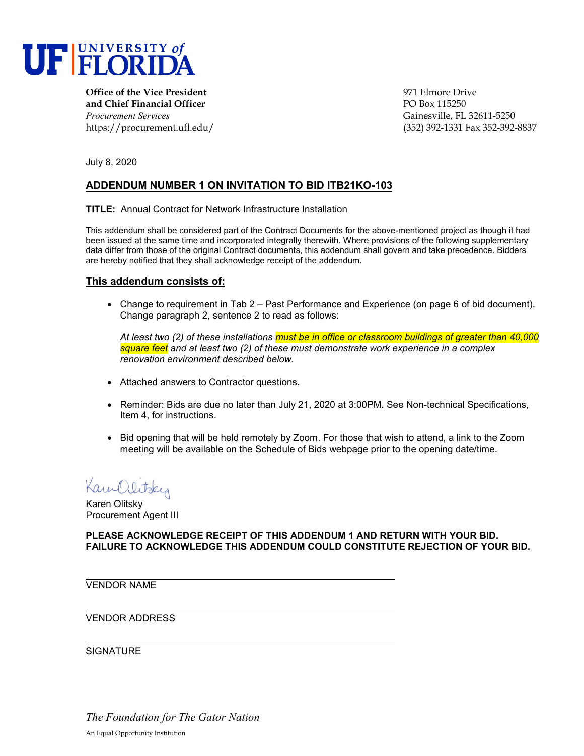**UF | UNIVERSITY of FLORIDA**

**Office of the Vice President**
**and Chief Financial Officer**
*Procurement Services*
https://procurement.ufl.edu/

971 Elmore Drive
PO Box 115250
Gainesville, FL 32611-5250
(352) 392-1331 Fax 352-392-8837

July 8, 2020

## ADDENDUM NUMBER 1 ON INVITATION TO BID ITB21KO-103

**TITLE:** Annual Contract for Network Infrastructure Installation

This addendum shall be considered part of the Contract Documents for the above-mentioned project as though it had been issued at the same time and incorporated integrally therewith. Where provisions of the following supplementary data differ from those of the original Contract documents, this addendum shall govern and take precedence. Bidders are hereby notified that they shall acknowledge receipt of the addendum.

### This addendum consists of:

- Change to requirement in Tab 2 – Past Performance and Experience (on page 6 of bid document). Change paragraph 2, sentence 2 to read as follows:

  *At least two (2) of these installations must be in office or classroom buildings of greater than 40,000 square feet and at least two (2) of these must demonstrate work experience in a complex renovation environment described below.*

- Attached answers to Contractor questions.
- Reminder: Bids are due no later than July 21, 2020 at 3:00PM. See Non-technical Specifications, Item 4, for instructions.
- Bid opening that will be held remotely by Zoom. For those that wish to attend, a link to the Zoom meeting will be available on the Schedule of Bids webpage prior to the opening date/time.

Karen Olitsky
Karen Olitsky
Procurement Agent III

**PLEASE ACKNOWLEDGE RECEIPT OF THIS ADDENDUM 1 AND RETURN WITH YOUR BID. FAILURE TO ACKNOWLEDGE THIS ADDENDUM COULD CONSTITUTE REJECTION OF YOUR BID.**

______________________________
VENDOR NAME

______________________________
VENDOR ADDRESS

______________________________
SIGNATURE

*The Foundation for The Gator Nation*

An Equal Opportunity Institution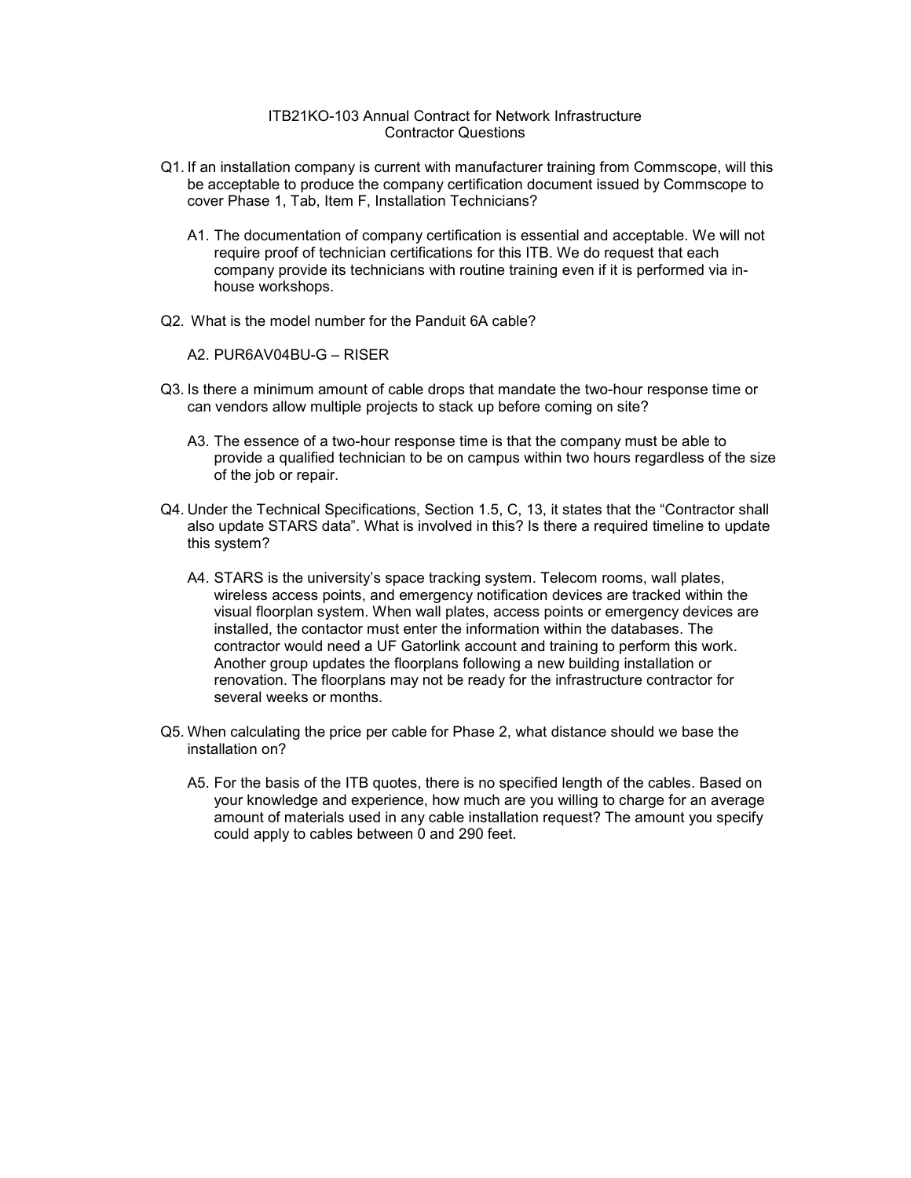ITB21KO-103 Annual Contract for Network Infrastructure
Contractor Questions

Q1. If an installation company is current with manufacturer training from Commscope, will this be acceptable to produce the company certification document issued by Commscope to cover Phase 1, Tab, Item F, Installation Technicians?

A1. The documentation of company certification is essential and acceptable. We will not require proof of technician certifications for this ITB. We do request that each company provide its technicians with routine training even if it is performed via in-house workshops.

Q2. What is the model number for the Panduit 6A cable?

A2. PUR6AV04BU-G – RISER

Q3. Is there a minimum amount of cable drops that mandate the two-hour response time or can vendors allow multiple projects to stack up before coming on site?

A3. The essence of a two-hour response time is that the company must be able to provide a qualified technician to be on campus within two hours regardless of the size of the job or repair.

Q4. Under the Technical Specifications, Section 1.5, C, 13, it states that the "Contractor shall also update STARS data". What is involved in this? Is there a required timeline to update this system?

A4. STARS is the university's space tracking system. Telecom rooms, wall plates, wireless access points, and emergency notification devices are tracked within the visual floorplan system. When wall plates, access points or emergency devices are installed, the contactor must enter the information within the databases. The contractor would need a UF Gatorlink account and training to perform this work. Another group updates the floorplans following a new building installation or renovation. The floorplans may not be ready for the infrastructure contractor for several weeks or months.

Q5. When calculating the price per cable for Phase 2, what distance should we base the installation on?

A5. For the basis of the ITB quotes, there is no specified length of the cables. Based on your knowledge and experience, how much are you willing to charge for an average amount of materials used in any cable installation request? The amount you specify could apply to cables between 0 and 290 feet.